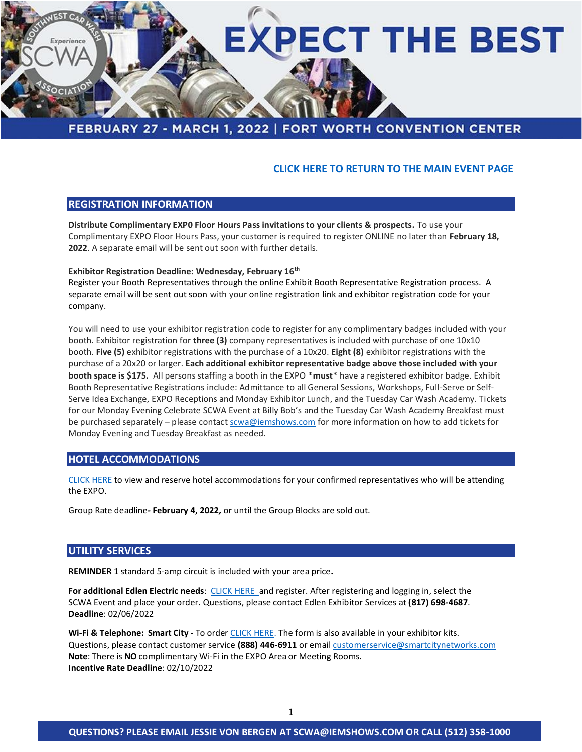# EXPECT THE BEST

**FEBRUARY 27 - MARCH 1, 2022 | FORT WORTH CONVENTION CENTER**

**CLICK HERE TO RETURN TO THE MAIN EVENT PAGE**

## REGISTRATION INFORMATION

**Distribute Complimentary EXP0 Floor Hours Pass invitations to your clients & prospects.** To use your Complimentary EXPO Floor Hours Pass, your customer is required to register ONLINE no later than **February 18, 2022**. A separate email will be sent out soon with further details.

**Exhibitor Registration Deadline: Wednesday, February 16th**
Register your Booth Representatives through the online Exhibit Booth Representative Registration process. A separate email will be sent out soon with your online registration link and exhibitor registration code for your company.

You will need to use your exhibitor registration code to register for any complimentary badges included with your booth. Exhibitor registration for **three (3)** company representatives is included with purchase of one 10x10 booth. **Five (5)** exhibitor registrations with the purchase of a 10x20. **Eight (8)** exhibitor registrations with the purchase of a 20x20 or larger. **Each additional exhibitor representative badge above those included with your booth space is $175.** All persons staffing a booth in the EXPO \***must**\* have a registered exhibitor badge. Exhibit Booth Representative Registrations include: Admittance to all General Sessions, Workshops, Full-Serve or Self-Serve Idea Exchange, EXPO Receptions and Monday Exhibitor Lunch, and the Tuesday Car Wash Academy. Tickets for our Monday Evening Celebrate SCWA Event at Billy Bob's and the Tuesday Car Wash Academy Breakfast must be purchased separately – please contact scwa@iemshows.com for more information on how to add tickets for Monday Evening and Tuesday Breakfast as needed.

## HOTEL ACCOMMODATIONS

CLICK HERE to view and reserve hotel accommodations for your confirmed representatives who will be attending the EXPO.

Group Rate deadline**- February 4, 2022,** or until the Group Blocks are sold out.

## UTILITY SERVICES

**REMINDER** 1 standard 5-amp circuit is included with your area price**.**

**For additional Edlen Electric needs**: CLICK HERE and register. After registering and logging in, select the SCWA Event and place your order. Questions, please contact Edlen Exhibitor Services at **(817) 698-4687**.
**Deadline**: 02/06/2022

**Wi-Fi & Telephone: Smart City -** To order CLICK HERE. The form is also available in your exhibitor kits.
Questions, please contact customer service **(888) 446-6911** or email customerservice@smartcitynetworks.com
**Note**: There is **NO** complimentary Wi-Fi in the EXPO Area or Meeting Rooms.
**Incentive Rate Deadline**: 02/10/2022

**QUESTIONS? PLEASE EMAIL JESSIE VON BERGEN AT SCWA@IEMSHOWS.COM OR CALL (512) 358-1000**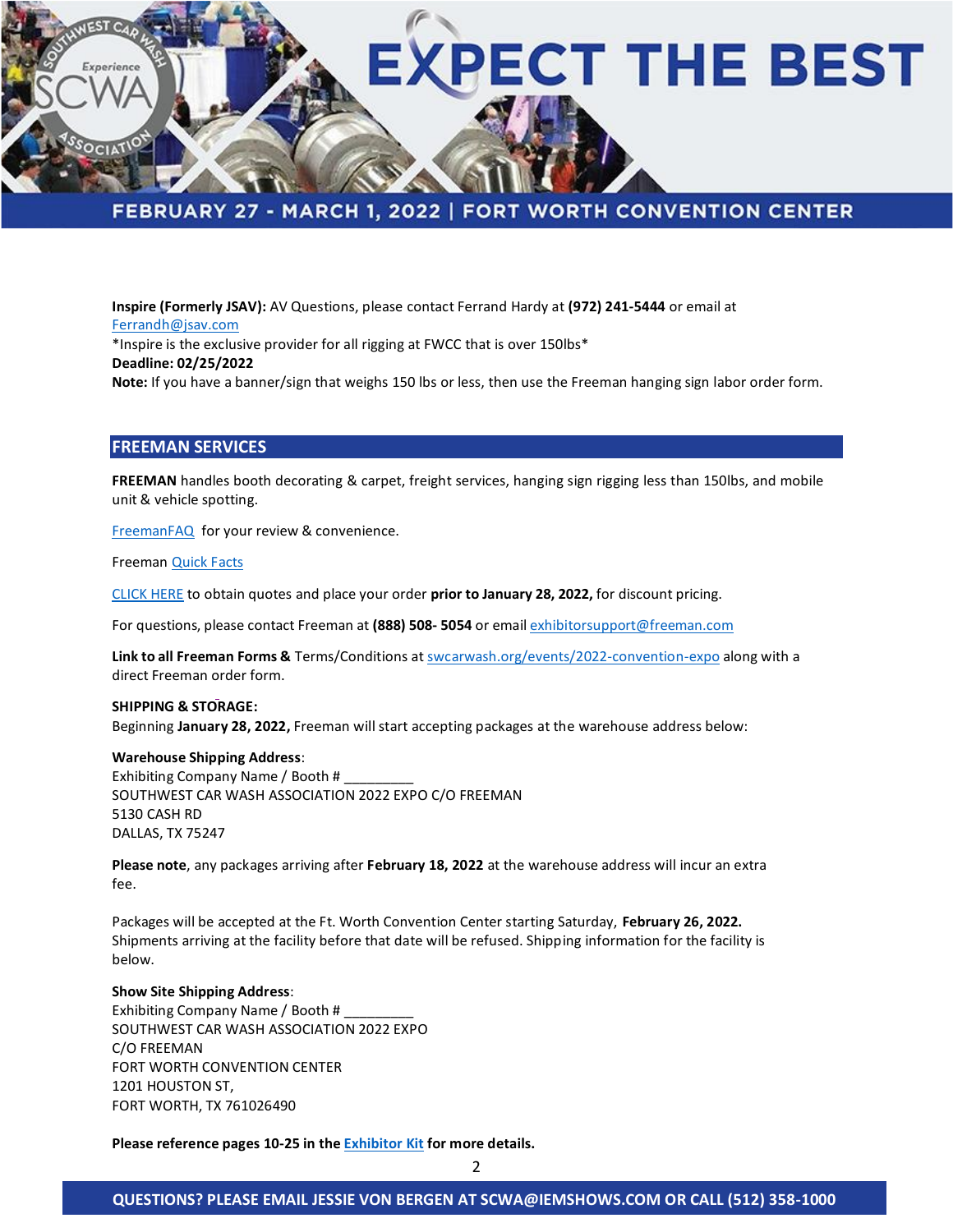**Inspire (Formerly JSAV):** AV Questions, please contact Ferrand Hardy at **(972) 241-5444** or email at Ferrandh@jsav.com
*Inspire is the exclusive provider for all rigging at FWCC that is over 150lbs*
**Deadline: 02/25/2022**
**Note:** If you have a banner/sign that weighs 150 lbs or less, then use the Freeman hanging sign labor order form.

## FREEMAN SERVICES

**FREEMAN** handles booth decorating & carpet, freight services, hanging sign rigging less than 150lbs, and mobile unit & vehicle spotting.

FreemanFAQ for your review & convenience.

Freeman Quick Facts

CLICK HERE to obtain quotes and place your order **prior to January 28, 2022,** for discount pricing.

For questions, please contact Freeman at **(888) 508- 5054** or email exhibitorsupport@freeman.com

**Link to all Freeman Forms &** Terms/Conditions at swcarwash.org/events/2022-convention-expo along with a direct Freeman order form.

**SHIPPING & STORAGE:**
Beginning **January 28, 2022,** Freeman will start accepting packages at the warehouse address below:

**Warehouse Shipping Address**:
Exhibiting Company Name / Booth # _________
SOUTHWEST CAR WASH ASSOCIATION 2022 EXPO C/O FREEMAN
5130 CASH RD
DALLAS, TX 75247

**Please note**, any packages arriving after **February 18, 2022** at the warehouse address will incur an extra fee.

Packages will be accepted at the Ft. Worth Convention Center starting Saturday, **February 26, 2022.** Shipments arriving at the facility before that date will be refused. Shipping information for the facility is below.

**Show Site Shipping Address**:
Exhibiting Company Name / Booth # _________
SOUTHWEST CAR WASH ASSOCIATION 2022 EXPO
C/O FREEMAN
FORT WORTH CONVENTION CENTER
1201 HOUSTON ST,
FORT WORTH, TX 761026490

**Please reference pages 10-25 in the Exhibitor Kit for more details.**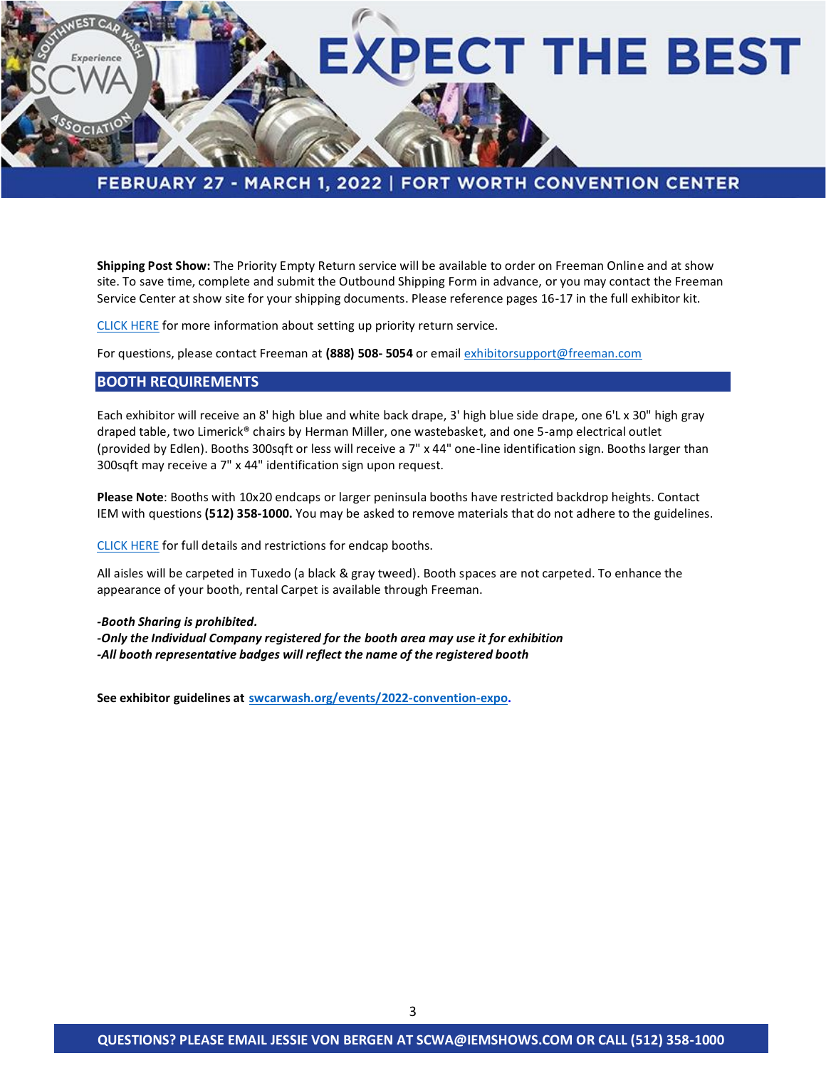**Shipping Post Show:** The Priority Empty Return service will be available to order on Freeman Online and at show site. To save time, complete and submit the Outbound Shipping Form in advance, or you may contact the Freeman Service Center at show site for your shipping documents. Please reference pages 16-17 in the full exhibitor kit.

CLICK HERE for more information about setting up priority return service.

For questions, please contact Freeman at **(888) 508- 5054** or email exhibitorsupport@freeman.com

## BOOTH REQUIREMENTS

Each exhibitor will receive an 8' high blue and white back drape, 3' high blue side drape, one 6'L x 30" high gray draped table, two Limerick® chairs by Herman Miller, one wastebasket, and one 5-amp electrical outlet (provided by Edlen). Booths 300sqft or less will receive a 7" x 44" one-line identification sign. Booths larger than 300sqft may receive a 7" x 44" identification sign upon request.

**Please Note**: Booths with 10x20 endcaps or larger peninsula booths have restricted backdrop heights. Contact IEM with questions **(512) 358-1000.** You may be asked to remove materials that do not adhere to the guidelines.

CLICK HERE for full details and restrictions for endcap booths.

All aisles will be carpeted in Tuxedo (a black & gray tweed). Booth spaces are not carpeted. To enhance the appearance of your booth, rental Carpet is available through Freeman.

***-Booth Sharing is prohibited.***
***-Only the Individual Company registered for the booth area may use it for exhibition***
***-All booth representative badges will reflect the name of the registered booth***

**See exhibitor guidelines at swcarwash.org/events/2022-convention-expo.**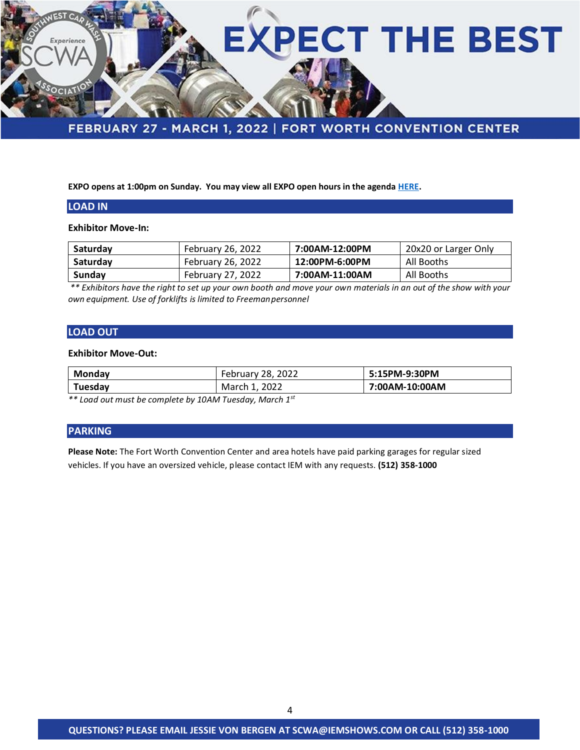EXPECT THE BEST

FEBRUARY 27 - MARCH 1, 2022 | FORT WORTH CONVENTION CENTER

**EXPO opens at 1:00pm on Sunday. You may view all EXPO open hours in the agenda HERE.**

## LOAD IN

**Exhibitor Move-In:**

| | | | |
|---|---|---|---|
| **Saturday** | February 26, 2022 | **7:00AM-12:00PM** | 20x20 or Larger Only |
| **Saturday** | February 26, 2022 | **12:00PM-6:00PM** | All Booths |
| **Sunday** | February 27, 2022 | **7:00AM-11:00AM** | All Booths |

*\*\* Exhibitors have the right to set up your own booth and move your own materials in an out of the show with your own equipment. Use of forklifts is limited to Freeman personnel*

## LOAD OUT

**Exhibitor Move-Out:**

| | | |
|---|---|---|
| **Monday** | February 28, 2022 | **5:15PM-9:30PM** |
| **Tuesday** | March 1, 2022 | **7:00AM-10:00AM** |

*\*\* Load out must be complete by 10AM Tuesday, March 1st*

## PARKING

**Please Note:** The Fort Worth Convention Center and area hotels have paid parking garages for regular sized vehicles. If you have an oversized vehicle, please contact IEM with any requests. **(512) 358-1000**

**QUESTIONS? PLEASE EMAIL JESSIE VON BERGEN AT SCWA@IEMSHOWS.COM OR CALL (512) 358-1000**